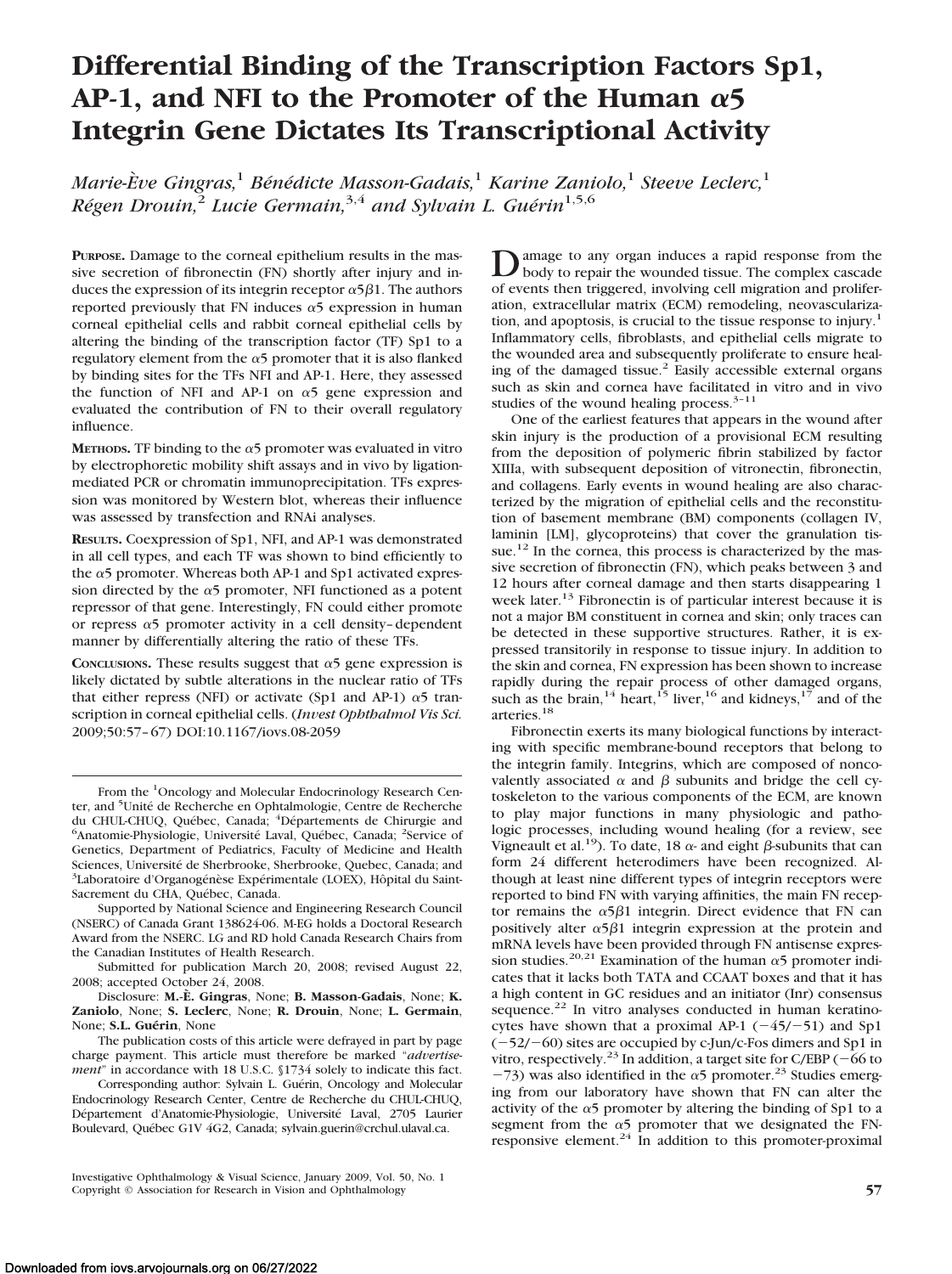# Differential Binding of the Transcription Factors Sp1, AP-1, and NFI to the Promoter of the Human α5 Integrin Gene Dictates Its Transcriptional Activity

*Marie-Ève Gingras,*[1] *Bénédicte Masson-Gadais,*[1] *Karine Zaniolo,*[1] *Steeve Leclerc,*[1] *Régen Drouin,*[2] *Lucie Germain,*[3,4] *and Sylvain L. Guérin*[1,5,6]

**PURPOSE.** Damage to the corneal epithelium results in the massive secretion of fibronectin (FN) shortly after injury and induces the expression of its integrin receptor α5β1. The authors reported previously that FN induces α5 expression in human corneal epithelial cells and rabbit corneal epithelial cells by altering the binding of the transcription factor (TF) Sp1 to a regulatory element from the α5 promoter that it is also flanked by binding sites for the TFs NFI and AP-1. Here, they assessed the function of NFI and AP-1 on α5 gene expression and evaluated the contribution of FN to their overall regulatory influence.

**METHODS.** TF binding to the α5 promoter was evaluated in vitro by electrophoretic mobility shift assays and in vivo by ligation-mediated PCR or chromatin immunoprecipitation. TFs expression was monitored by Western blot, whereas their influence was assessed by transfection and RNAi analyses.

**RESULTS.** Coexpression of Sp1, NFI, and AP-1 was demonstrated in all cell types, and each TF was shown to bind efficiently to the α5 promoter. Whereas both AP-1 and Sp1 activated expression directed by the α5 promoter, NFI functioned as a potent repressor of that gene. Interestingly, FN could either promote or repress α5 promoter activity in a cell density–dependent manner by differentially altering the ratio of these TFs.

**CONCLUSIONS.** These results suggest that α5 gene expression is likely dictated by subtle alterations in the nuclear ratio of TFs that either repress (NFI) or activate (Sp1 and AP-1) α5 transcription in corneal epithelial cells. (*Invest Ophthalmol Vis Sci.* 2009;50:57–67) DOI:10.1167/iovs.08-2059

From the [1]Oncology and Molecular Endocrinology Research Center, and [5]Unité de Recherche en Ophtalmologie, Centre de Recherche du CHUL-CHUQ, Québec, Canada; [4]Départements de Chirurgie and [6]Anatomie-Physiologie, Université Laval, Québec, Canada; [2]Service of Genetics, Department of Pediatrics, Faculty of Medicine and Health Sciences, Université de Sherbrooke, Sherbrooke, Quebec, Canada; and [3]Laboratoire d'Organogénèse Expérimentale (LOEX), Hôpital du Saint-Sacrement du CHA, Québec, Canada.

Supported by National Science and Engineering Research Council (NSERC) of Canada Grant 138624-06. M-EG holds a Doctoral Research Award from the NSERC. LG and RD hold Canada Research Chairs from the Canadian Institutes of Health Research.

Submitted for publication March 20, 2008; revised August 22, 2008; accepted October 24, 2008.

Disclosure: **M.-È. Gingras**, None; **B. Masson-Gadais**, None; **K. Zaniolo**, None; **S. Leclerc**, None; **R. Drouin**, None; **L. Germain**, None; **S.L. Guérin**, None

The publication costs of this article were defrayed in part by page charge payment. This article must therefore be marked "*advertisement*" in accordance with 18 U.S.C. §1734 solely to indicate this fact.

Corresponding author: Sylvain L. Guérin, Oncology and Molecular Endocrinology Research Center, Centre de Recherche du CHUL-CHUQ, Département d'Anatomie-Physiologie, Université Laval, 2705 Laurier Boulevard, Québec G1V 4G2, Canada; sylvain.guerin@crchul.ulaval.ca.

Damage to any organ induces a rapid response from the body to repair the wounded tissue. The complex cascade of events then triggered, involving cell migration and proliferation, extracellular matrix (ECM) remodeling, neovascularization, and apoptosis, is crucial to the tissue response to injury.[1] Inflammatory cells, fibroblasts, and epithelial cells migrate to the wounded area and subsequently proliferate to ensure healing of the damaged tissue.[2] Easily accessible external organs such as skin and cornea have facilitated in vitro and in vivo studies of the wound healing process.[3–11]

One of the earliest features that appears in the wound after skin injury is the production of a provisional ECM resulting from the deposition of polymeric fibrin stabilized by factor XIIIa, with subsequent deposition of vitronectin, fibronectin, and collagens. Early events in wound healing are also characterized by the migration of epithelial cells and the reconstitution of basement membrane (BM) components (collagen IV, laminin [LM], glycoproteins) that cover the granulation tissue.[12] In the cornea, this process is characterized by the massive secretion of fibronectin (FN), which peaks between 3 and 12 hours after corneal damage and then starts disappearing 1 week later.[13] Fibronectin is of particular interest because it is not a major BM constituent in cornea and skin; only traces can be detected in these supportive structures. Rather, it is expressed transitorily in response to tissue injury. In addition to the skin and cornea, FN expression has been shown to increase rapidly during the repair process of other damaged organs, such as the brain,[14] heart,[15] liver,[16] and kidneys,[17] and of the arteries.[18]

Fibronectin exerts its many biological functions by interacting with specific membrane-bound receptors that belong to the integrin family. Integrins, which are composed of noncovalently associated α and β subunits and bridge the cell cytoskeleton to the various components of the ECM, are known to play major functions in many physiologic and pathologic processes, including wound healing (for a review, see Vigneault et al.[19]). To date, 18 α- and eight β-subunits that can form 24 different heterodimers have been recognized. Although at least nine different types of integrin receptors were reported to bind FN with varying affinities, the main FN receptor remains the α5β1 integrin. Direct evidence that FN can positively alter α5β1 integrin expression at the protein and mRNA levels have been provided through FN antisense expression studies.[20,21] Examination of the human α5 promoter indicates that it lacks both TATA and CCAAT boxes and that it has a high content in GC residues and an initiator (Inr) consensus sequence.[22] In vitro analyses conducted in human keratinocytes have shown that a proximal AP-1 (−45/−51) and Sp1 (−52/−60) sites are occupied by c-Jun/c-Fos dimers and Sp1 in vitro, respectively.[23] In addition, a target site for C/EBP (−66 to −73) was also identified in the α5 promoter.[23] Studies emerging from our laboratory have shown that FN can alter the activity of the α5 promoter by altering the binding of Sp1 to a segment from the α5 promoter that we designated the FN-responsive element.[24] In addition to this promoter-proximal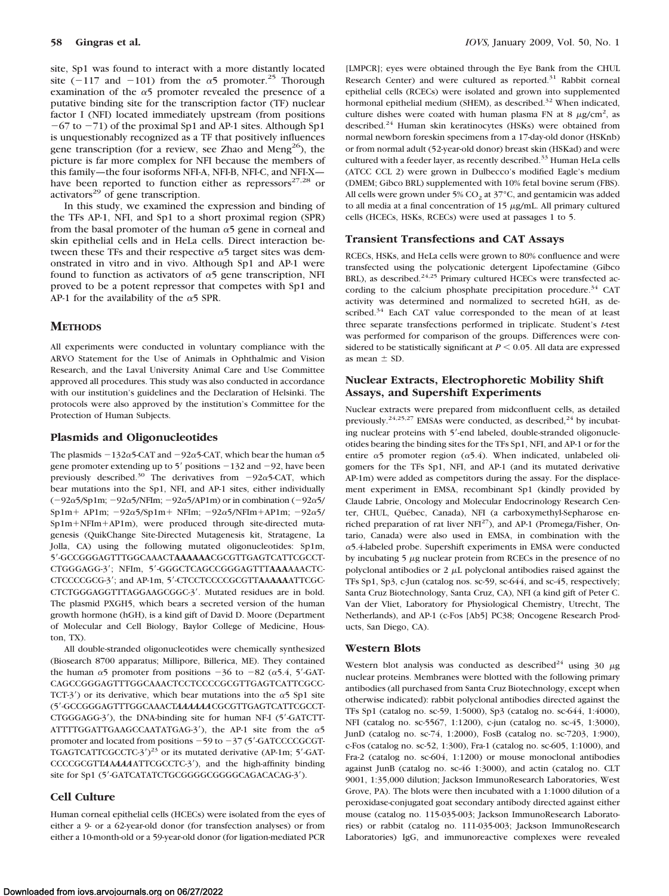site, Sp1 was found to interact with a more distantly located site (−117 and −101) from the α5 promoter.[25] Thorough examination of the α5 promoter revealed the presence of a putative binding site for the transcription factor (TF) nuclear factor I (NFI) located immediately upstream (from positions −67 to −71) of the proximal Sp1 and AP-1 sites. Although Sp1 is unquestionably recognized as a TF that positively influences gene transcription (for a review, see Zhao and Meng[26]), the picture is far more complex for NFI because the members of this family—the four isoforms NFI-A, NFI-B, NFI-C, and NFI-X—have been reported to function either as repressors[27,28] or activators[29] of gene transcription.

In this study, we examined the expression and binding of the TFs AP-1, NFI, and Sp1 to a short proximal region (SPR) from the basal promoter of the human α5 gene in corneal and skin epithelial cells and in HeLa cells. Direct interaction between these TFs and their respective α5 target sites was demonstrated in vitro and in vivo. Although Sp1 and AP-1 were found to function as activators of α5 gene transcription, NFI proved to be a potent repressor that competes with Sp1 and AP-1 for the availability of the α5 SPR.

## Methods

All experiments were conducted in voluntary compliance with the ARVO Statement for the Use of Animals in Ophthalmic and Vision Research, and the Laval University Animal Care and Use Committee approved all procedures. This study was also conducted in accordance with our institution's guidelines and the Declaration of Helsinki. The protocols were also approved by the institution's Committee for the Protection of Human Subjects.

### Plasmids and Oligonucleotides

The plasmids −132α5-CAT and −92α5-CAT, which bear the human α5 gene promoter extending up to 5′ positions −132 and −92, have been previously described.[30] The derivatives from −92α5-CAT, which bear mutations into the Sp1, NFI, and AP-1 sites, either individually (−92α5/Sp1m; −92α5/NFIm; −92α5/AP1m) or in combination (−92α5/Sp1m+ AP1m; −92α5/Sp1m+ NFIm; −92α5/NFIm+AP1m; −92α5/Sp1m+NFIm+AP1m), were produced through site-directed mutagenesis (QuikChange Site-Directed Mutagenesis kit, Stratagene, La Jolla, CA) using the following mutated oligonucleotides: Sp1m, 5′-GCCGGGAGTTTGGCAAACT**AAAAAA**CGCGTTGAGTCATTCGCCTCTGGGAGG-3′; NFIm, 5′-GGGCTCAGCCGGGAGTTT**AAA**AAACTCCTCCCCGCG-3′; and AP-1m, 5′-CTCCTCCCCGCGTT**AAAAA**ATTCGCCTCTGGGAGGTTTAGGAAGCGGC-3′. Mutated residues are in bold. The plasmid PXGH5, which bears a secreted version of the human growth hormone (hGH), is a kind gift of David D. Moore (Department of Molecular and Cell Biology, Baylor College of Medicine, Houston, TX).

All double-stranded oligonucleotides were chemically synthesized (Biosearch 8700 apparatus; Millipore, Billerica, ME). They contained the human α5 promoter from positions −36 to −82 (α5.4, 5′-GATCAGCCGGGAGTTTGGCAAACTCCTCCCCGCGTTGAGTCATTCGCCTCT-3′) or its derivative, which bear mutations into the α5 Sp1 site (5′-GCCGGGAGTTTGGCAAACT*AAAAAA*CGCGTTGAGTCATTCGCCTCTGGGAGG-3′), the DNA-binding site for human NF-I (5′-GATCTTATTTTGGATTGAAGCCAATATGAG-3′), the AP-1 site from the α5 promoter and located from positions −59 to −37 (5′-GATCCCCGCGTTGAGTCATTCGCCTC-3′)[23] or its mutated derivative (AP-1m; 5′-GATCCCCGCGTT*AAAAA*ATTCGCCTC-3′), and the high-affinity binding site for Sp1 (5′-GATCATATCTGCGGGGCGGGGCAGACACAG-3′).

### Cell Culture

Human corneal epithelial cells (HCECs) were isolated from the eyes of either a 9- or a 62-year-old donor (for transfection analyses) or from either a 10-month-old or a 59-year-old donor (for ligation-mediated PCR [LMPCR]; eyes were obtained through the Eye Bank from the CHUL Research Center) and were cultured as reported.[31] Rabbit corneal epithelial cells (RCECs) were isolated and grown into supplemented hormonal epithelial medium (SHEM), as described.[32] When indicated, culture dishes were coated with human plasma FN at 8 μg/cm$^2$, as described.[24] Human skin keratinocytes (HSKs) were obtained from normal newborn foreskin specimens from a 17-day-old donor (HSKnb) or from normal adult (52-year-old donor) breast skin (HSKad) and were cultured with a feeder layer, as recently described.[33] Human HeLa cells (ATCC CCL 2) were grown in Dulbecco's modified Eagle's medium (DMEM; Gibco BRL) supplemented with 10% fetal bovine serum (FBS). All cells were grown under 5% $CO_2$ at 37°C, and gentamicin was added to all media at a final concentration of 15 μg/mL. All primary cultured cells (HCECs, HSKs, RCECs) were used at passages 1 to 5.

### Transient Transfections and CAT Assays

RCECs, HSKs, and HeLa cells were grown to 80% confluence and were transfected using the polycationic detergent Lipofectamine (Gibco BRL), as described.[24,25] Primary cultured HCECs were transfected according to the calcium phosphate precipitation procedure.[34] CAT activity was determined and normalized to secreted hGH, as described.[34] Each CAT value corresponded to the mean of at least three separate transfections performed in triplicate. Student's *t*-test was performed for comparison of the groups. Differences were considered to be statistically significant at $P < 0.05$. All data are expressed as mean ± SD.

### Nuclear Extracts, Electrophoretic Mobility Shift Assays, and Supershift Experiments

Nuclear extracts were prepared from midconfluent cells, as detailed previously.[24,25,27] EMSAs were conducted, as described,[24] by incubating nuclear proteins with 5′-end labeled, double-stranded oligonucleotides bearing the binding sites for the TFs Sp1, NFI, and AP-1 or for the entire α5 promoter region (α5.4). When indicated, unlabeled oligomers for the TFs Sp1, NFI, and AP-1 (and its mutated derivative AP-1m) were added as competitors during the assay. For the displacement experiment in EMSA, recombinant Sp1 (kindly provided by Claude Labrie, Oncology and Molecular Endocrinology Research Center, CHUL, Québec, Canada), NFI (a carboxymethyl-Sepharose enriched preparation of rat liver NFI[27]), and AP-1 (Promega/Fisher, Ontario, Canada) were also used in EMSA, in combination with the α5.4-labeled probe. Supershift experiments in EMSA were conducted by incubating 5 μg nuclear protein from RCECs in the presence of no polyclonal antibodies or 2 μL polyclonal antibodies raised against the TFs Sp1, Sp3, c-Jun (catalog nos. sc-59, sc-644, and sc-45, respectively; Santa Cruz Biotechnology, Santa Cruz, CA), NFI (a kind gift of Peter C. Van der Vliet, Laboratory for Physiological Chemistry, Utrecht, The Netherlands), and AP-1 (c-Fos [Ab5] PC38; Oncogene Research Products, San Diego, CA).

### Western Blots

Western blot analysis was conducted as described[24] using 30 μg nuclear proteins. Membranes were blotted with the following primary antibodies (all purchased from Santa Cruz Biotechnology, except when otherwise indicated): rabbit polyclonal antibodies directed against the TFs Sp1 (catalog no. sc-59, 1:5000), Sp3 (catalog no. sc-644, 1:4000), NFI (catalog no. sc-5567, 1:1200), c-jun (catalog no. sc-45, 1:3000), JunD (catalog no. sc-74, 1:2000), FosB (catalog no. sc-7203, 1:900), c-Fos (catalog no. sc-52, 1:300), Fra-1 (catalog no. sc-605, 1:1000), and Fra-2 (catalog no. sc-604, 1:1200) or mouse monoclonal antibodies against JunB (catalog no. sc-46 1:3000), and actin (catalog no. CLT 9001, 1:35,000 dilution; Jackson ImmunoResearch Laboratories, West Grove, PA). The blots were then incubated with a 1:1000 dilution of a peroxidase-conjugated goat secondary antibody directed against either mouse (catalog no. 115-035-003; Jackson ImmunoResearch Laboratories) or rabbit (catalog no. 111-035-003; Jackson ImmunoResearch Laboratories) IgG, and immunoreactive complexes were revealed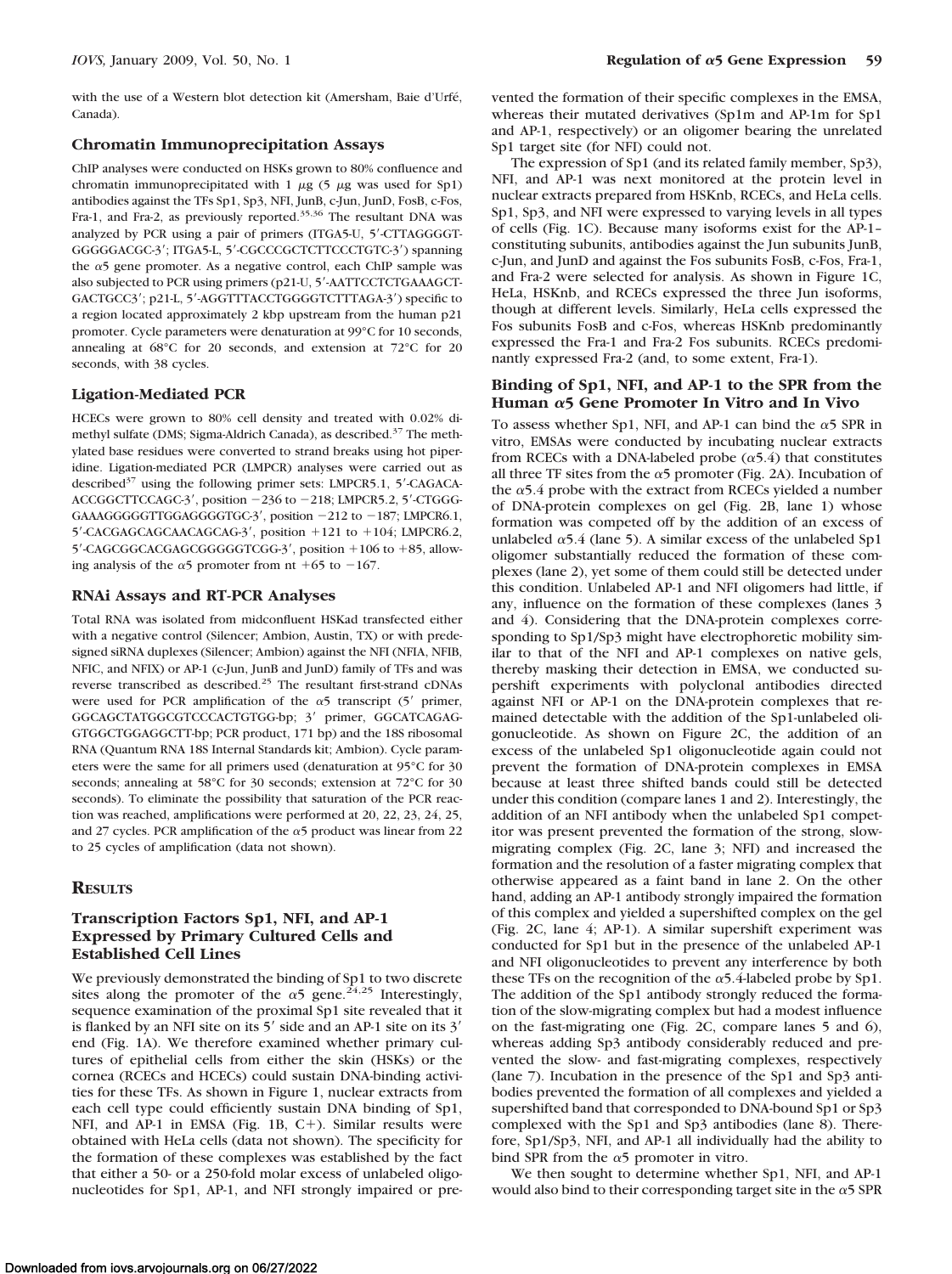with the use of a Western blot detection kit (Amersham, Baie d'Urfé, Canada).

### Chromatin Immunoprecipitation Assays

ChIP analyses were conducted on HSKs grown to 80% confluence and chromatin immunoprecipitated with 1 μg (5 μg was used for Sp1) antibodies against the TFs Sp1, Sp3, NFI, JunB, c-Jun, JunD, FosB, c-Fos, Fra-1, and Fra-2, as previously reported.[35,36] The resultant DNA was analyzed by PCR using a pair of primers (ITGA5-U, 5′-CTTAGGGGT-GGGGGACGC-3′; ITGA5-L, 5′-CGCCCGCTCTTCCCTGTC-3′) spanning the α5 gene promoter. As a negative control, each ChIP sample was also subjected to PCR using primers (p21-U, 5′-AATTCCTCTGAAAGCT-GACTGCC3′; p21-L, 5′-AGGTTTACCTGGGGTCTTTAGA-3′) specific to a region located approximately 2 kbp upstream from the human p21 promoter. Cycle parameters were denaturation at 99°C for 10 seconds, annealing at 68°C for 20 seconds, and extension at 72°C for 20 seconds, with 38 cycles.

### Ligation-Mediated PCR

HCECs were grown to 80% cell density and treated with 0.02% dimethyl sulfate (DMS; Sigma-Aldrich Canada), as described.[37] The methylated base residues were converted to strand breaks using hot piperidine. Ligation-mediated PCR (LMPCR) analyses were carried out as described[37] using the following primer sets: LMPCR5.1, 5′-CAGACA-ACCGGCTTCCAGC-3′, position −236 to −218; LMPCR5.2, 5′-CTGGG-GAAAGGGGGTTGGAGGGGTGC-3′, position −212 to −187; LMPCR6.1, 5′-CACGAGCAGCAACAGCAG-3′, position +121 to +104; LMPCR6.2, 5′-CAGCGGCACGAGCGGGGGTCGG-3′, position +106 to +85, allowing analysis of the α5 promoter from nt +65 to −167.

### RNAi Assays and RT-PCR Analyses

Total RNA was isolated from midconfluent HSKad transfected either with a negative control (Silencer; Ambion, Austin, TX) or with predesigned siRNA duplexes (Silencer; Ambion) against the NFI (NFIA, NFIB, NFIC, and NFIX) or AP-1 (c-Jun, JunB and JunD) family of TFs and was reverse transcribed as described.[25] The resultant first-strand cDNAs were used for PCR amplification of the α5 transcript (5′ primer, GGCAGCTATGGCGTCCCACTGTGG-bp; 3′ primer, GGCATCAGAG-GTGGCTGGAGGCTT-bp; PCR product, 171 bp) and the 18S ribosomal RNA (Quantum RNA 18S Internal Standards kit; Ambion). Cycle parameters were the same for all primers used (denaturation at 95°C for 30 seconds; annealing at 58°C for 30 seconds; extension at 72°C for 30 seconds). To eliminate the possibility that saturation of the PCR reaction was reached, amplifications were performed at 20, 22, 23, 24, 25, and 27 cycles. PCR amplification of the α5 product was linear from 22 to 25 cycles of amplification (data not shown).

## Results

### Transcription Factors Sp1, NFI, and AP-1 Expressed by Primary Cultured Cells and Established Cell Lines

We previously demonstrated the binding of Sp1 to two discrete sites along the promoter of the α5 gene.[24,25] Interestingly, sequence examination of the proximal Sp1 site revealed that it is flanked by an NFI site on its 5′ side and an AP-1 site on its 3′ end (Fig. 1A). We therefore examined whether primary cultures of epithelial cells from either the skin (HSKs) or the cornea (RCECs and HCECs) could sustain DNA-binding activities for these TFs. As shown in Figure 1, nuclear extracts from each cell type could efficiently sustain DNA binding of Sp1, NFI, and AP-1 in EMSA (Fig. 1B, C+). Similar results were obtained with HeLa cells (data not shown). The specificity for the formation of these complexes was established by the fact that either a 50- or a 250-fold molar excess of unlabeled oligonucleotides for Sp1, AP-1, and NFI strongly impaired or prevented the formation of their specific complexes in the EMSA, whereas their mutated derivatives (Sp1m and AP-1m for Sp1 and AP-1, respectively) or an oligomer bearing the unrelated Sp1 target site (for NFI) could not.

The expression of Sp1 (and its related family member, Sp3), NFI, and AP-1 was next monitored at the protein level in nuclear extracts prepared from HSKnb, RCECs, and HeLa cells. Sp1, Sp3, and NFI were expressed to varying levels in all types of cells (Fig. 1C). Because many isoforms exist for the AP-1–constituting subunits, antibodies against the Jun subunits JunB, c-Jun, and JunD and against the Fos subunits FosB, c-Fos, Fra-1, and Fra-2 were selected for analysis. As shown in Figure 1C, HeLa, HSKnb, and RCECs expressed the three Jun isoforms, though at different levels. Similarly, HeLa cells expressed the Fos subunits FosB and c-Fos, whereas HSKnb predominantly expressed the Fra-1 and Fra-2 Fos subunits. RCECs predominantly expressed Fra-2 (and, to some extent, Fra-1).

### Binding of Sp1, NFI, and AP-1 to the SPR from the Human α5 Gene Promoter In Vitro and In Vivo

To assess whether Sp1, NFI, and AP-1 can bind the α5 SPR in vitro, EMSAs were conducted by incubating nuclear extracts from RCECs with a DNA-labeled probe (α5.4) that constitutes all three TF sites from the α5 promoter (Fig. 2A). Incubation of the α5.4 probe with the extract from RCECs yielded a number of DNA-protein complexes on gel (Fig. 2B, lane 1) whose formation was competed off by the addition of an excess of unlabeled α5.4 (lane 5). A similar excess of the unlabeled Sp1 oligomer substantially reduced the formation of these complexes (lane 2), yet some of them could still be detected under this condition. Unlabeled AP-1 and NFI oligomers had little, if any, influence on the formation of these complexes (lanes 3 and 4). Considering that the DNA-protein complexes corresponding to Sp1/Sp3 might have electrophoretic mobility similar to that of the NFI and AP-1 complexes on native gels, thereby masking their detection in EMSA, we conducted supershift experiments with polyclonal antibodies directed against NFI or AP-1 on the DNA-protein complexes that remained detectable with the addition of the Sp1-unlabeled oligonucleotide. As shown on Figure 2C, the addition of an excess of the unlabeled Sp1 oligonucleotide again could not prevent the formation of DNA-protein complexes in EMSA because at least three shifted bands could still be detected under this condition (compare lanes 1 and 2). Interestingly, the addition of an NFI antibody when the unlabeled Sp1 competitor was present prevented the formation of the strong, slow-migrating complex (Fig. 2C, lane 3; NFI) and increased the formation and the resolution of a faster migrating complex that otherwise appeared as a faint band in lane 2. On the other hand, adding an AP-1 antibody strongly impaired the formation of this complex and yielded a supershifted complex on the gel (Fig. 2C, lane 4; AP-1). A similar supershift experiment was conducted for Sp1 but in the presence of the unlabeled AP-1 and NFI oligonucleotides to prevent any interference by both these TFs on the recognition of the α5.4-labeled probe by Sp1. The addition of the Sp1 antibody strongly reduced the formation of the slow-migrating complex but had a modest influence on the fast-migrating one (Fig. 2C, compare lanes 5 and 6), whereas adding Sp3 antibody considerably reduced and prevented the slow- and fast-migrating complexes, respectively (lane 7). Incubation in the presence of the Sp1 and Sp3 antibodies prevented the formation of all complexes and yielded a supershifted band that corresponded to DNA-bound Sp1 or Sp3 complexed with the Sp1 and Sp3 antibodies (lane 8). Therefore, Sp1/Sp3, NFI, and AP-1 all individually had the ability to bind SPR from the α5 promoter in vitro.

We then sought to determine whether Sp1, NFI, and AP-1 would also bind to their corresponding target site in the α5 SPR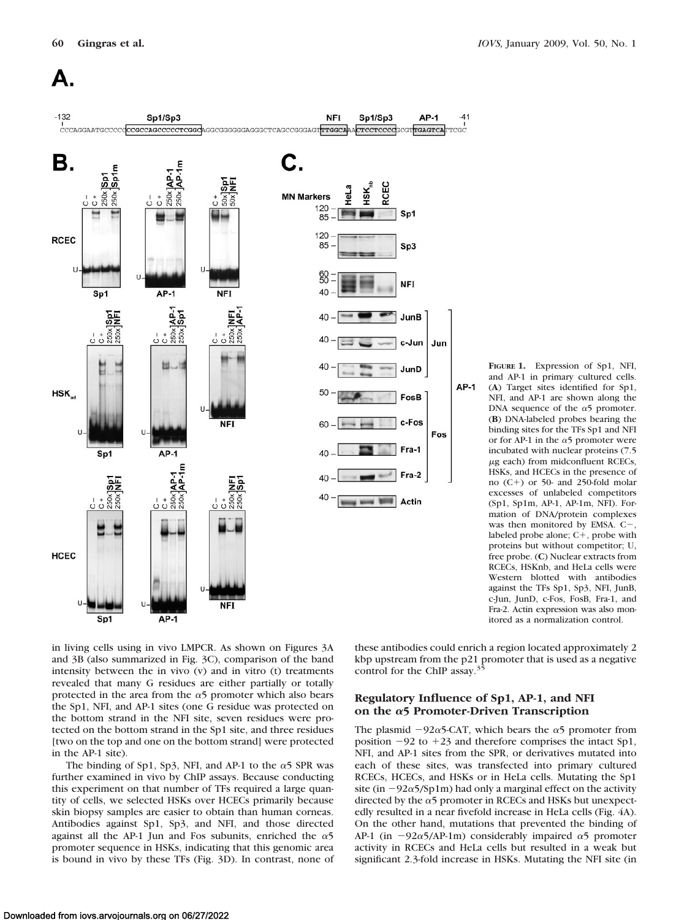**Figure 1.** Expression of Sp1, NFI, and AP-1 in primary cultured cells. (**A**) Target sites identified for Sp1, NFI, and AP-1 are shown along the DNA sequence of the α5 promoter. (**B**) DNA-labeled probes bearing the binding sites for the TFs Sp1 and NFI or for AP-1 in the α5 promoter were incubated with nuclear proteins (7.5 μg each) from midconfluent RCECs, HSKs, and HCECs in the presence of no (C+) or 50- and 250-fold molar excesses of unlabeled competitors (Sp1, Sp1m, AP-1, AP-1m, NFI). Formation of DNA/protein complexes was then monitored by EMSA. C−, labeled probe alone; C+, probe with proteins but without competitor; U, free probe. (**C**) Nuclear extracts from RCECs, HSKnb, and HeLa cells were Western blotted with antibodies against the TFs Sp1, Sp3, NFI, JunB, c-Jun, JunD, c-Fos, FosB, Fra-1, and Fra-2. Actin expression was also monitored as a normalization control.

in living cells using in vivo LMPCR. As shown on Figures 3A and 3B (also summarized in Fig. 3C), comparison of the band intensity between the in vivo (v) and in vitro (t) treatments revealed that many G residues are either partially or totally protected in the area from the α5 promoter which also bears the Sp1, NFI, and AP-1 sites (one G residue was protected on the bottom strand in the NFI site, seven residues were protected on the bottom strand in the Sp1 site, and three residues [two on the top and one on the bottom strand] were protected in the AP-1 site).

The binding of Sp1, Sp3, NFI, and AP-1 to the α5 SPR was further examined in vivo by ChIP assays. Because conducting this experiment on that number of TFs required a large quantity of cells, we selected HSKs over HCECs primarily because skin biopsy samples are easier to obtain than human corneas. Antibodies against Sp1, Sp3, and NFI, and those directed against all the AP-1 Jun and Fos subunits, enriched the α5 promoter sequence in HSKs, indicating that this genomic area is bound in vivo by these TFs (Fig. 3D). In contrast, none of these antibodies could enrich a region located approximately 2 kbp upstream from the p21 promoter that is used as a negative control for the ChIP assay.[35]

### Regulatory Influence of Sp1, AP-1, and NFI on the α5 Promoter-Driven Transcription

The plasmid −92α5-CAT, which bears the α5 promoter from position −92 to +23 and therefore comprises the intact Sp1, NFI, and AP-1 sites from the SPR, or derivatives mutated into each of these sites, was transfected into primary cultured RCECs, HCECs, and HSKs or in HeLa cells. Mutating the Sp1 site (in −92α5/Sp1m) had only a marginal effect on the activity directed by the α5 promoter in RCECs and HSKs but unexpectedly resulted in a near fivefold increase in HeLa cells (Fig. 4A). On the other hand, mutations that prevented the binding of AP-1 (in −92α5/AP-1m) considerably impaired α5 promoter activity in RCECs and HeLa cells but resulted in a weak but significant 2.3-fold increase in HSKs. Mutating the NFI site (in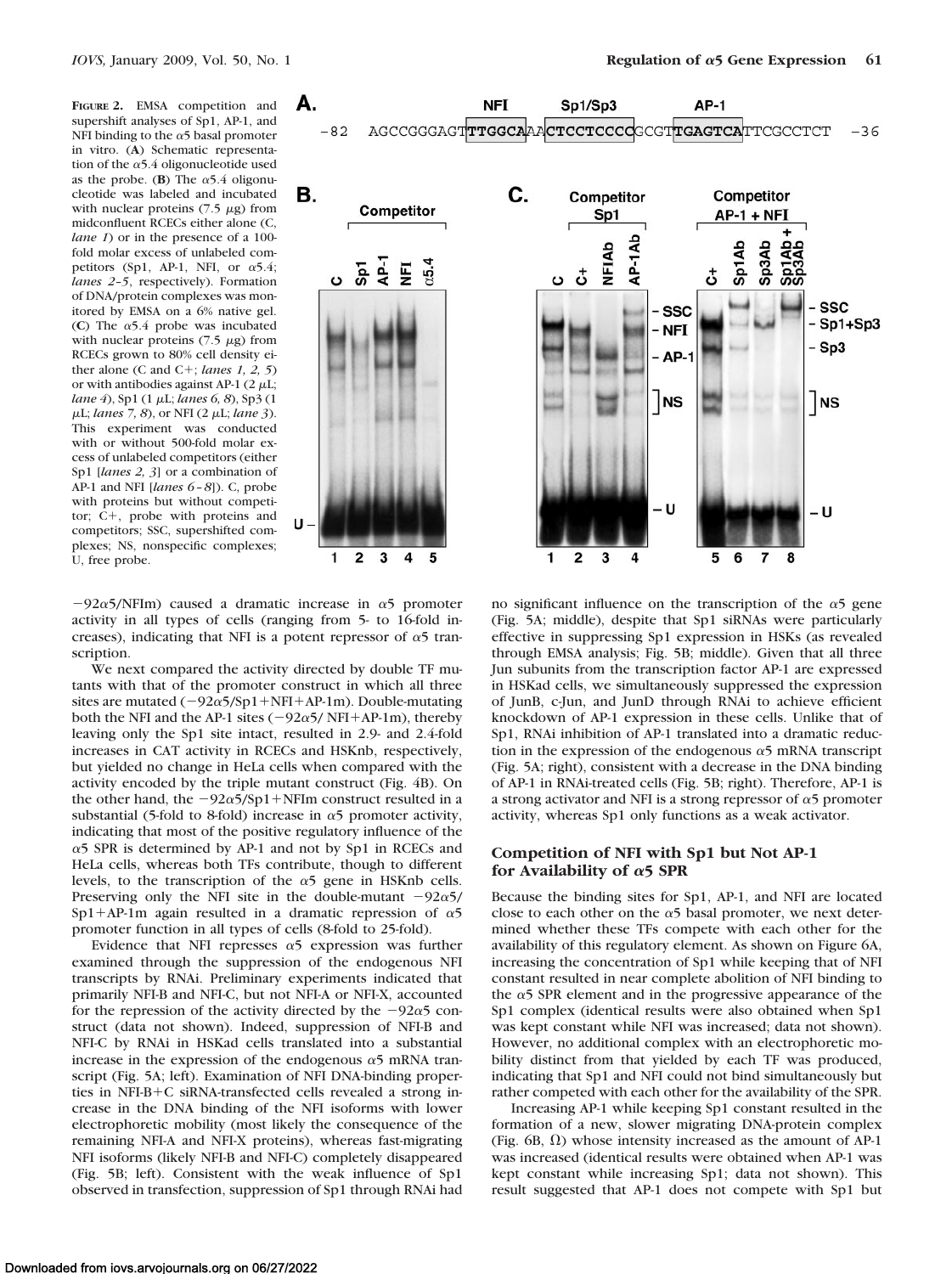**FIGURE 2.** EMSA competition and supershift analyses of Sp1, AP-1, and NFI binding to the α5 basal promoter in vitro. (**A**) Schematic representation of the α5.4 oligonucleotide used as the probe. (**B**) The α5.4 oligonucleotide was labeled and incubated with nuclear proteins (7.5 μg) from midconfluent RCECs either alone (C, *lane 1*) or in the presence of a 100-fold molar excess of unlabeled competitors (Sp1, AP-1, NFI, or α5.4; *lanes 2–5*, respectively). Formation of DNA/protein complexes was monitored by EMSA on a 6% native gel. (**C**) The α5.4 probe was incubated with nuclear proteins (7.5 μg) from RCECs grown to 80% cell density either alone (C and C+; *lanes 1, 2, 5*) or with antibodies against AP-1 (2 μL; *lane 4*), Sp1 (1 μL; *lanes 6, 8*), Sp3 (1 μL; *lanes 7, 8*), or NFI (2 μL; *lane 3*). This experiment was conducted with or without 500-fold molar excess of unlabeled competitors (either Sp1 [*lanes 2, 3*] or a combination of AP-1 and NFI [*lanes 6–8*]). C, probe with proteins but without competitor; C+, probe with proteins and competitors; SSC, supershifted complexes; NS, nonspecific complexes; U, free probe.

−92α5/NFIm) caused a dramatic increase in α5 promoter activity in all types of cells (ranging from 5- to 16-fold increases), indicating that NFI is a potent repressor of α5 transcription.

We next compared the activity directed by double TF mutants with that of the promoter construct in which all three sites are mutated (−92α5/Sp1+NFI+AP-1m). Double-mutating both the NFI and the AP-1 sites (−92α5/ NFI+AP-1m), thereby leaving only the Sp1 site intact, resulted in 2.9- and 2.4-fold increases in CAT activity in RCECs and HSKnb, respectively, but yielded no change in HeLa cells when compared with the activity encoded by the triple mutant construct (Fig. 4B). On the other hand, the −92α5/Sp1+NFIm construct resulted in a substantial (5-fold to 8-fold) increase in α5 promoter activity, indicating that most of the positive regulatory influence of the α5 SPR is determined by AP-1 and not by Sp1 in RCECs and HeLa cells, whereas both TFs contribute, though to different levels, to the transcription of the α5 gene in HSKnb cells. Preserving only the NFI site in the double-mutant −92α5/Sp1+AP-1m again resulted in a dramatic repression of α5 promoter function in all types of cells (8-fold to 25-fold).

Evidence that NFI represses α5 expression was further examined through the suppression of the endogenous NFI transcripts by RNAi. Preliminary experiments indicated that primarily NFI-B and NFI-C, but not NFI-A or NFI-X, accounted for the repression of the activity directed by the −92α5 construct (data not shown). Indeed, suppression of NFI-B and NFI-C by RNAi in HSKad cells translated into a substantial increase in the expression of the endogenous α5 mRNA transcript (Fig. 5A; left). Examination of NFI DNA-binding properties in NFI-B+C siRNA-transfected cells revealed a strong increase in the DNA binding of the NFI isoforms with lower electrophoretic mobility (most likely the consequence of the remaining NFI-A and NFI-X proteins), whereas fast-migrating NFI isoforms (likely NFI-B and NFI-C) completely disappeared (Fig. 5B; left). Consistent with the weak influence of Sp1 observed in transfection, suppression of Sp1 through RNAi had no significant influence on the transcription of the α5 gene (Fig. 5A; middle), despite that Sp1 siRNAs were particularly effective in suppressing Sp1 expression in HSKs (as revealed through EMSA analysis; Fig. 5B; middle). Given that all three Jun subunits from the transcription factor AP-1 are expressed in HSKad cells, we simultaneously suppressed the expression of JunB, c-Jun, and JunD through RNAi to achieve efficient knockdown of AP-1 expression in these cells. Unlike that of Sp1, RNAi inhibition of AP-1 translated into a dramatic reduction in the expression of the endogenous α5 mRNA transcript (Fig. 5A; right), consistent with a decrease in the DNA binding of AP-1 in RNAi-treated cells (Fig. 5B; right). Therefore, AP-1 is a strong activator and NFI is a strong repressor of α5 promoter activity, whereas Sp1 only functions as a weak activator.

### Competition of NFI with Sp1 but Not AP-1 for Availability of α5 SPR

Because the binding sites for Sp1, AP-1, and NFI are located close to each other on the α5 basal promoter, we next determined whether these TFs compete with each other for the availability of this regulatory element. As shown on Figure 6A, increasing the concentration of Sp1 while keeping that of NFI constant resulted in near complete abolition of NFI binding to the α5 SPR element and in the progressive appearance of the Sp1 complex (identical results were also obtained when Sp1 was kept constant while NFI was increased; data not shown). However, no additional complex with an electrophoretic mobility distinct from that yielded by each TF was produced, indicating that Sp1 and NFI could not bind simultaneously but rather competed with each other for the availability of the SPR.

Increasing AP-1 while keeping Sp1 constant resulted in the formation of a new, slower migrating DNA-protein complex (Fig. 6B, Ω) whose intensity increased as the amount of AP-1 was increased (identical results were obtained when AP-1 was kept constant while increasing Sp1; data not shown). This result suggested that AP-1 does not compete with Sp1 but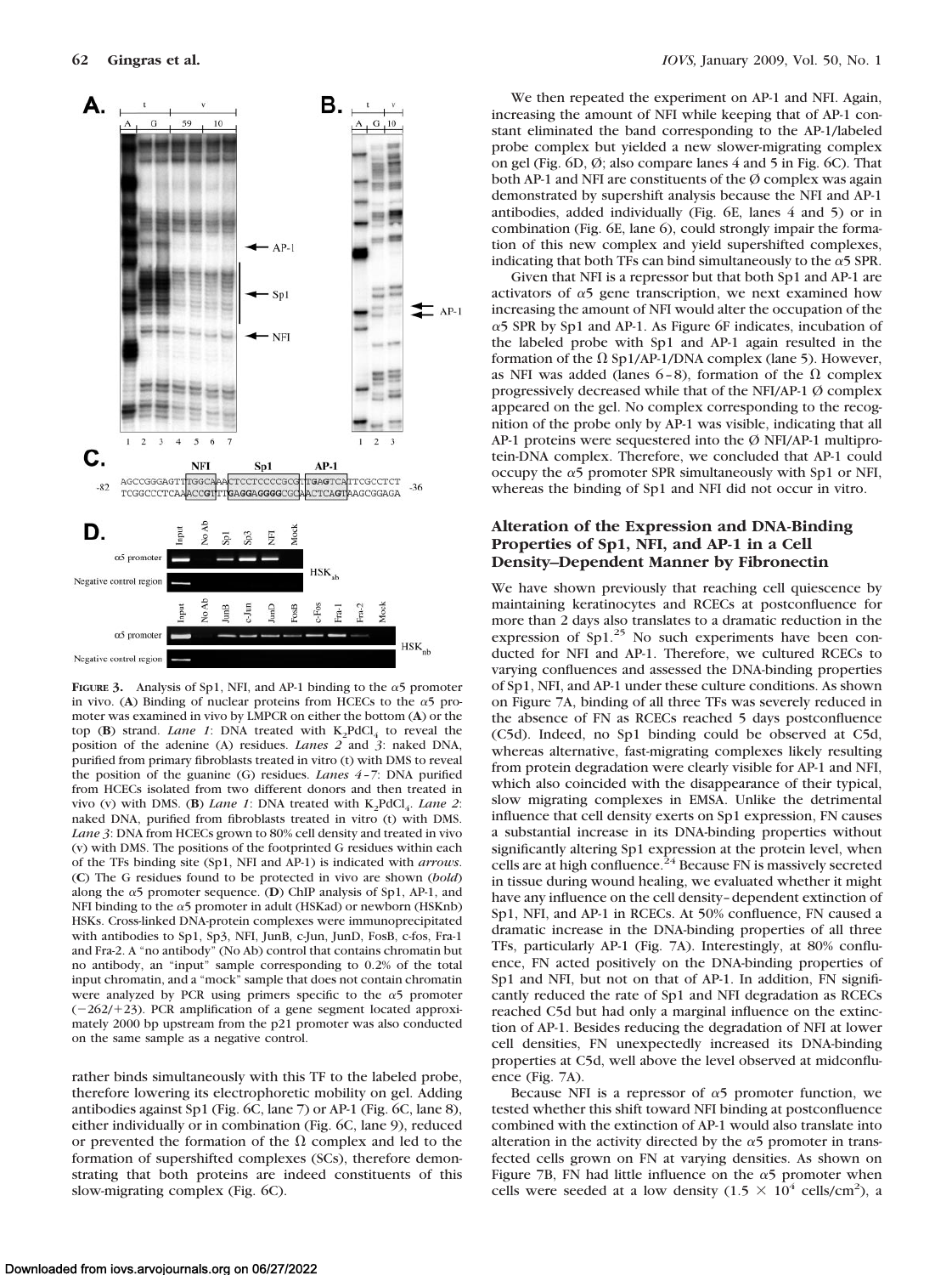**Figure 3.** Analysis of Sp1, NFI, and AP-1 binding to the α5 promoter in vivo. (**A**) Binding of nuclear proteins from HCECs to the α5 promoter was examined in vivo by LMPCR on either the bottom (**A**) or the top (**B**) strand. *Lane 1*: DNA treated with $K_2PdCl_4$ to reveal the position of the adenine (A) residues. *Lanes 2* and *3*: naked DNA, purified from primary fibroblasts treated in vitro (t) with DMS to reveal the position of the guanine (G) residues. *Lanes 4–7*: DNA purified from HCECs isolated from two different donors and then treated in vivo (v) with DMS. (**B**) *Lane 1*: DNA treated with $K_2PdCl_4$. *Lane 2*: naked DNA, purified from fibroblasts treated in vitro (t) with DMS. *Lane 3*: DNA from HCECs grown to 80% cell density and treated in vivo (v) with DMS. The positions of the footprinted G residues within each of the TFs binding site (Sp1, NFI and AP-1) is indicated with *arrows*. (**C**) The G residues found to be protected in vivo are shown (*bold*) along the α5 promoter sequence. (**D**) ChIP analysis of Sp1, AP-1, and NFI binding to the α5 promoter in adult (HSKad) or newborn (HSKnb) HSKs. Cross-linked DNA-protein complexes were immunoprecipitated with antibodies to Sp1, Sp3, NFI, JunB, c-Jun, JunD, FosB, c-Fos, Fra-1 and Fra-2. A "no antibody" (No Ab) control that contains chromatin but no antibody, an "input" sample corresponding to 0.2% of the total input chromatin, and a "mock" sample that does not contain chromatin were analyzed by PCR using primers specific to the α5 promoter (−262/+23). PCR amplification of a gene segment located approximately 2000 bp upstream from the p21 promoter was also conducted on the same sample as a negative control.

rather binds simultaneously with this TF to the labeled probe, therefore lowering its electrophoretic mobility on gel. Adding antibodies against Sp1 (Fig. 6C, lane 7) or AP-1 (Fig. 6C, lane 8), either individually or in combination (Fig. 6C, lane 9), reduced or prevented the formation of the Ω complex and led to the formation of supershifted complexes (SCs), therefore demonstrating that both proteins are indeed constituents of this slow-migrating complex (Fig. 6C).

We then repeated the experiment on AP-1 and NFI. Again, increasing the amount of NFI while keeping that of AP-1 constant eliminated the band corresponding to the AP-1/labeled probe complex but yielded a new slower-migrating complex on gel (Fig. 6D, Ø; also compare lanes 4 and 5 in Fig. 6C). That both AP-1 and NFI are constituents of the Ø complex was again demonstrated by supershift analysis because the NFI and AP-1 antibodies, added individually (Fig. 6E, lanes 4 and 5) or in combination (Fig. 6E, lane 6), could strongly impair the formation of this new complex and yield supershifted complexes, indicating that both TFs can bind simultaneously to the α5 SPR.

Given that NFI is a repressor but that both Sp1 and AP-1 are activators of α5 gene transcription, we next examined how increasing the amount of NFI would alter the occupation of the α5 SPR by Sp1 and AP-1. As Figure 6F indicates, incubation of the labeled probe with Sp1 and AP-1 again resulted in the formation of the Ω Sp1/AP-1/DNA complex (lane 5). However, as NFI was added (lanes 6–8), formation of the Ω complex progressively decreased while that of the NFI/AP-1 Ø complex appeared on the gel. No complex corresponding to the recognition of the probe only by AP-1 was visible, indicating that all AP-1 proteins were sequestered into the Ø NFI/AP-1 multiprotein-DNA complex. Therefore, we concluded that AP-1 could occupy the α5 promoter SPR simultaneously with Sp1 or NFI, whereas the binding of Sp1 and NFI did not occur in vitro.

### Alteration of the Expression and DNA-Binding Properties of Sp1, NFI, and AP-1 in a Cell Density–Dependent Manner by Fibronectin

We have shown previously that reaching cell quiescence by maintaining keratinocytes and RCECs at postconfluence for more than 2 days also translates to a dramatic reduction in the expression of Sp1.[25] No such experiments have been conducted for NFI and AP-1. Therefore, we cultured RCECs to varying confluences and assessed the DNA-binding properties of Sp1, NFI, and AP-1 under these culture conditions. As shown on Figure 7A, binding of all three TFs was severely reduced in the absence of FN as RCECs reached 5 days postconfluence (C5d). Indeed, no Sp1 binding could be observed at C5d, whereas alternative, fast-migrating complexes likely resulting from protein degradation were clearly visible for AP-1 and NFI, which also coincided with the disappearance of their typical, slow migrating complexes in EMSA. Unlike the detrimental influence that cell density exerts on Sp1 expression, FN causes a substantial increase in its DNA-binding properties without significantly altering Sp1 expression at the protein level, when cells are at high confluence.[24] Because FN is massively secreted in tissue during wound healing, we evaluated whether it might have any influence on the cell density–dependent extinction of Sp1, NFI, and AP-1 in RCECs. At 50% confluence, FN caused a dramatic increase in the DNA-binding properties of all three TFs, particularly AP-1 (Fig. 7A). Interestingly, at 80% confluence, FN acted positively on the DNA-binding properties of Sp1 and NFI, but not on that of AP-1. In addition, FN significantly reduced the rate of Sp1 and NFI degradation as RCECs reached C5d but had only a marginal influence on the extinction of AP-1. Besides reducing the degradation of NFI at lower cell densities, FN unexpectedly increased its DNA-binding properties at C5d, well above the level observed at midconfluence (Fig. 7A).

Because NFI is a repressor of α5 promoter function, we tested whether this shift toward NFI binding at postconfluence combined with the extinction of AP-1 would also translate into alteration in the activity directed by the α5 promoter in transfected cells grown on FN at varying densities. As shown on Figure 7B, FN had little influence on the α5 promoter when cells were seeded at a low density ($1.5 \times 10^4$ cells/cm$^2$), a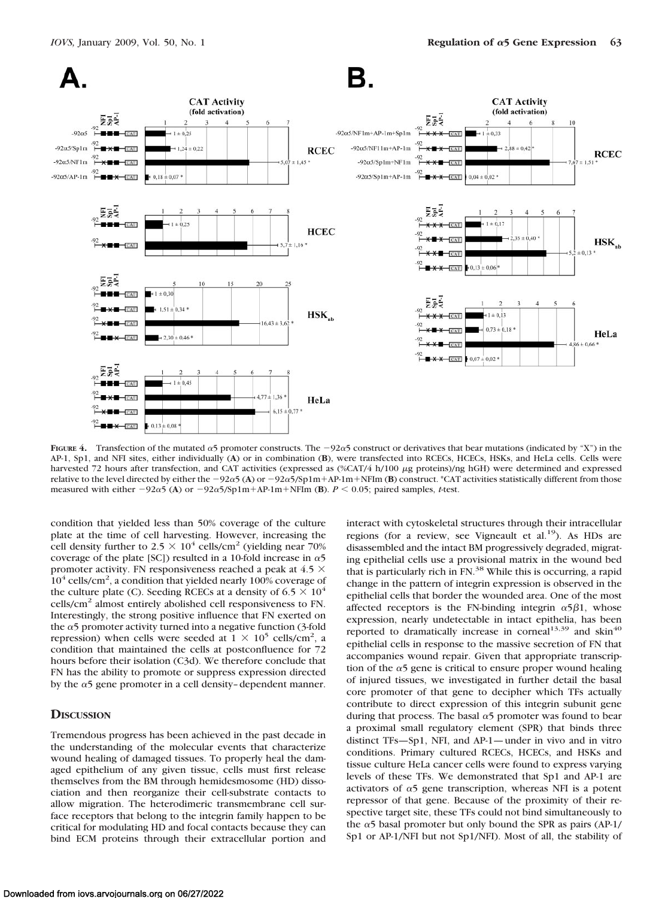**Figure 4.** Transfection of the mutated α5 promoter constructs. The −92α5 construct or derivatives that bear mutations (indicated by "X") in the AP-1, Sp1, and NFI sites, either individually (**A**) or in combination (**B**), were transfected into RCECs, HCECs, HSKs, and HeLa cells. Cells were harvested 72 hours after transfection, and CAT activities (expressed as (%CAT/4 h/100 μg proteins)/ng hGH) were determined and expressed relative to the level directed by either the −92α5 (**A**) or −92α5/Sp1m+AP-1m+NFIm (**B**) construct. *CAT activities statistically different from those measured with either −92α5 (**A**) or −92α5/Sp1m+AP-1m+NFIm (**B**). $P < 0.05$; paired samples, *t*-test.

condition that yielded less than 50% coverage of the culture plate at the time of cell harvesting. However, increasing the cell density further to $2.5 \times 10^4$ cells/cm$^2$ (yielding near 70% coverage of the plate [SC]) resulted in a 10-fold increase in α5 promoter activity. FN responsiveness reached a peak at $4.5 \times 10^4$ cells/cm$^2$, a condition that yielded nearly 100% coverage of the culture plate (C). Seeding RCECs at a density of $6.5 \times 10^4$ cells/cm$^2$ almost entirely abolished cell responsiveness to FN. Interestingly, the strong positive influence that FN exerted on the α5 promoter activity turned into a negative function (3-fold repression) when cells were seeded at $1 \times 10^5$ cells/cm$^2$, a condition that maintained the cells at postconfluence for 72 hours before their isolation (C3d). We therefore conclude that FN has the ability to promote or suppress expression directed by the α5 gene promoter in a cell density–dependent manner.

## Discussion

Tremendous progress has been achieved in the past decade in the understanding of the molecular events that characterize wound healing of damaged tissues. To properly heal the damaged epithelium of any given tissue, cells must first release themselves from the BM through hemidesmosome (HD) dissociation and then reorganize their cell-substrate contacts to allow migration. The heterodimeric transmembrane cell surface receptors that belong to the integrin family happen to be critical for modulating HD and focal contacts because they can bind ECM proteins through their extracellular portion and interact with cytoskeletal structures through their intracellular regions (for a review, see Vigneault et al.[19]). As HDs are disassembled and the intact BM progressively degraded, migrating epithelial cells use a provisional matrix in the wound bed that is particularly rich in FN.[38] While this is occurring, a rapid change in the pattern of integrin expression is observed in the epithelial cells that border the wounded area. One of the most affected receptors is the FN-binding integrin α5β1, whose expression, nearly undetectable in intact epithelia, has been reported to dramatically increase in corneal[13,39] and skin[40] epithelial cells in response to the massive secretion of FN that accompanies wound repair. Given that appropriate transcription of the α5 gene is critical to ensure proper wound healing of injured tissues, we investigated in further detail the basal core promoter of that gene to decipher which TFs actually contribute to direct expression of this integrin subunit gene during that process. The basal α5 promoter was found to bear a proximal small regulatory element (SPR) that binds three distinct TFs—Sp1, NFI, and AP-1—under in vivo and in vitro conditions. Primary cultured RCECs, HCECs, HSKs and tissue culture HeLa cancer cells were found to express varying levels of these TFs. We demonstrated that Sp1 and AP-1 are activators of α5 gene transcription, whereas NFI is a potent repressor of that gene. Because of the proximity of their respective target site, these TFs could not bind simultaneously to the α5 basal promoter but only bound the SPR as pairs (AP-1/Sp1 or AP-1/NFI but not Sp1/NFI). Most of all, the stability of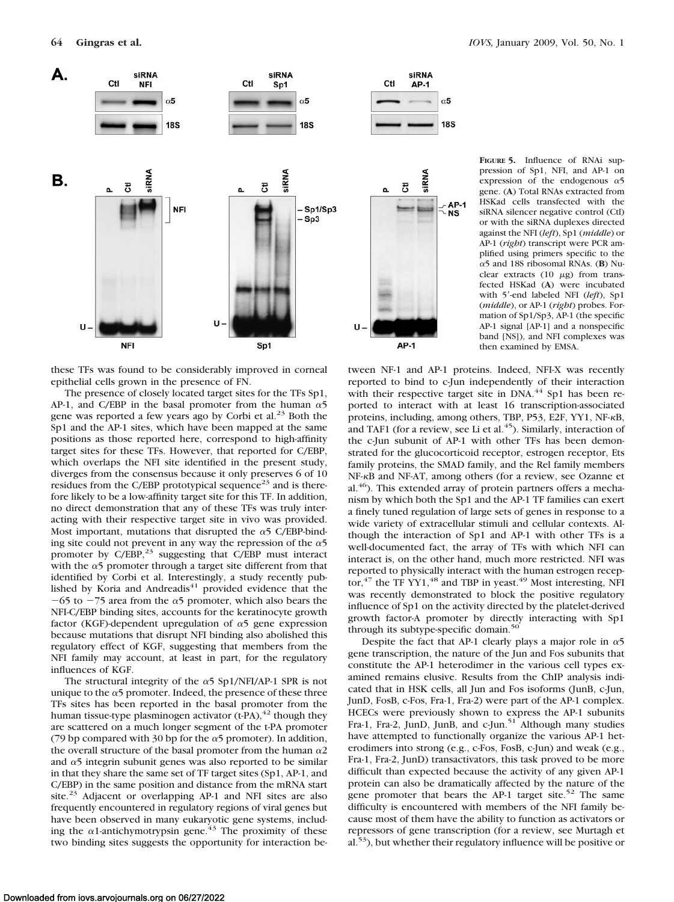**Figure 5.** Influence of RNAi suppression of Sp1, NFI, and AP-1 on expression of the endogenous α5 gene. (**A**) Total RNAs extracted from HSKad cells transfected with the siRNA silencer negative control (Ctl) or with the siRNA duplexes directed against the NFI (*left*), Sp1 (*middle*) or AP-1 (*right*) transcript were PCR amplified using primers specific to the α5 and 18S ribosomal RNAs. (**B**) Nuclear extracts (10 μg) from transfected HSKad (**A**) were incubated with 5′-end labeled NFI (*left*), Sp1 (*middle*), or AP-1 (*right*) probes. Formation of Sp1/Sp3, AP-1 (the specific AP-1 signal [AP-1] and a nonspecific band [NS]), and NFI complexes was then examined by EMSA.

these TFs was found to be considerably improved in corneal epithelial cells grown in the presence of FN.

The presence of closely located target sites for the TFs Sp1, AP-1, and C/EBP in the basal promoter from the human α5 gene was reported a few years ago by Corbi et al.[23] Both the Sp1 and the AP-1 sites, which have been mapped at the same positions as those reported here, correspond to high-affinity target sites for these TFs. However, that reported for C/EBP, which overlaps the NFI site identified in the present study, diverges from the consensus because it only preserves 6 of 10 residues from the C/EBP prototypical sequence[23] and is therefore likely to be a low-affinity target site for this TF. In addition, no direct demonstration that any of these TFs was truly interacting with their respective target site in vivo was provided. Most important, mutations that disrupted the α5 C/EBP-binding site could not prevent in any way the repression of the α5 promoter by C/EBP,[23] suggesting that C/EBP must interact with the α5 promoter through a target site different from that identified by Corbi et al. Interestingly, a study recently published by Koria and Andreadis[41] provided evidence that the −65 to −75 area from the α5 promoter, which also bears the NFI-C/EBP binding sites, accounts for the keratinocyte growth factor (KGF)-dependent upregulation of α5 gene expression because mutations that disrupt NFI binding also abolished this regulatory effect of KGF, suggesting that members from the NFI family may account, at least in part, for the regulatory influences of KGF.

The structural integrity of the α5 Sp1/NFI/AP-1 SPR is not unique to the α5 promoter. Indeed, the presence of these three TFs sites has been reported in the basal promoter from the human tissue-type plasminogen activator (t-PA),[42] though they are scattered on a much longer segment of the t-PA promoter (79 bp compared with 30 bp for the α5 promoter). In addition, the overall structure of the basal promoter from the human α2 and α5 integrin subunit genes was also reported to be similar in that they share the same set of TF target sites (Sp1, AP-1, and C/EBP) in the same position and distance from the mRNA start site.[23] Adjacent or overlapping AP-1 and NFI sites are also frequently encountered in regulatory regions of viral genes but have been observed in many eukaryotic gene systems, including the α1-antichymotrypsin gene.[43] The proximity of these two binding sites suggests the opportunity for interaction between NF-1 and AP-1 proteins. Indeed, NFI-X was recently reported to bind to c-Jun independently of their interaction with their respective target site in DNA.[44] Sp1 has been reported to interact with at least 16 transcription-associated proteins, including, among others, TBP, P53, E2F, YY1, NF-κB, and TAF1 (for a review, see Li et al.[45]). Similarly, interaction of the c-Jun subunit of AP-1 with other TFs has been demonstrated for the glucocorticoid receptor, estrogen receptor, Ets family proteins, the SMAD family, and the Rel family members NF-κB and NF-AT, among others (for a review, see Ozanne et al.[46]). This extended array of protein partners offers a mechanism by which both the Sp1 and the AP-1 TF families can exert a finely tuned regulation of large sets of genes in response to a wide variety of extracellular stimuli and cellular contexts. Although the interaction of Sp1 and AP-1 with other TFs is a well-documented fact, the array of TFs with which NFI can interact is, on the other hand, much more restricted. NFI was reported to physically interact with the human estrogen receptor,[47] the TF YY1,[48] and TBP in yeast.[49] Most interesting, NFI was recently demonstrated to block the positive regulatory influence of Sp1 on the activity directed by the platelet-derived growth factor-A promoter by directly interacting with Sp1 through its subtype-specific domain.[50]

Despite the fact that AP-1 clearly plays a major role in α5 gene transcription, the nature of the Jun and Fos subunits that constitute the AP-1 heterodimer in the various cell types examined remains elusive. Results from the ChIP analysis indicated that in HSK cells, all Jun and Fos isoforms (JunB, c-Jun, JunD, FosB, c-Fos, Fra-1, Fra-2) were part of the AP-1 complex. HCECs were previously shown to express the AP-1 subunits Fra-1, Fra-2, JunD, JunB, and c-Jun.[51] Although many studies have attempted to functionally organize the various AP-1 heterodimers into strong (e.g., c-Fos, FosB, c-Jun) and weak (e.g., Fra-1, Fra-2, JunD) transactivators, this task proved to be more difficult than expected because the activity of any given AP-1 protein can also be dramatically affected by the nature of the gene promoter that bears the AP-1 target site.[52] The same difficulty is encountered with members of the NFI family because most of them have the ability to function as activators or repressors of gene transcription (for a review, see Murtagh et al.[53]), but whether their regulatory influence will be positive or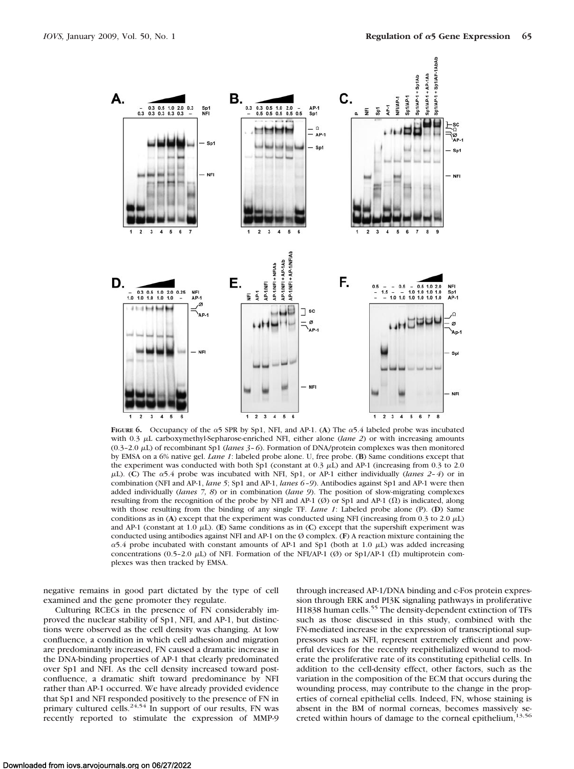**Figure 6.** Occupancy of the α5 SPR by Sp1, NFI, and AP-1. (**A**) The α5.4 labeled probe was incubated with 0.3 μL carboxymethyl-Sepharose-enriched NFI, either alone (*lane 2*) or with increasing amounts (0.3–2.0 μL) of recombinant Sp1 (*lanes 3–6*). Formation of DNA/protein complexes was then monitored by EMSA on a 6% native gel. *Lane 1*: labeled probe alone. U, free probe. (**B**) Same conditions except that the experiment was conducted with both Sp1 (constant at 0.3 μL) and AP-1 (increasing from 0.3 to 2.0 μL). (**C**) The α5.4 probe was incubated with NFI, Sp1, or AP-1 either individually (*lanes 2–4*) or in combination (NFI and AP-1, *lane 5*; Sp1 and AP-1, *lanes 6–9*). Antibodies against Sp1 and AP-1 were then added individually (*lanes 7, 8*) or in combination (*lane 9*). The position of slow-migrating complexes resulting from the recognition of the probe by NFI and AP-1 (Ø) or Sp1 and AP-1 (Ω) is indicated, along with those resulting from the binding of any single TF. *Lane 1*: Labeled probe alone (P). (**D**) Same conditions as in (**A**) except that the experiment was conducted using NFI (increasing from 0.3 to 2.0 μL) and AP-1 (constant at 1.0 μL). (**E**) Same conditions as in (**C**) except that the supershift experiment was conducted using antibodies against NFI and AP-1 on the Ø complex. (**F**) A reaction mixture containing the α5.4 probe incubated with constant amounts of AP-1 and Sp1 (both at 1.0 μL) was added increasing concentrations (0.5–2.0 μL) of NFI. Formation of the NFI/AP-1 (Ø) or Sp1/AP-1 (Ω) multiprotein complexes was then tracked by EMSA.

negative remains in good part dictated by the type of cell examined and the gene promoter they regulate.

Culturing RCECs in the presence of FN considerably improved the nuclear stability of Sp1, NFI, and AP-1, but distinctions were observed as the cell density was changing. At low confluence, a condition in which cell adhesion and migration are predominantly increased, FN caused a dramatic increase in the DNA-binding properties of AP-1 that clearly predominated over Sp1 and NFI. As the cell density increased toward post-confluence, a dramatic shift toward predominance by NFI rather than AP-1 occurred. We have already provided evidence that Sp1 and NFI responded positively to the presence of FN in primary cultured cells.[24,54] In support of our results, FN was recently reported to stimulate the expression of MMP-9 through increased AP-1/DNA binding and c-Fos protein expression through ERK and PI3K signaling pathways in proliferative H1838 human cells.[55] The density-dependent extinction of TFs such as those discussed in this study, combined with the FN-mediated increase in the expression of transcriptional suppressors such as NFI, represent extremely efficient and powerful devices for the recently reepithelialized wound to moderate the proliferative rate of its constituting epithelial cells. In addition to the cell-density effect, other factors, such as the variation in the composition of the ECM that occurs during the wounding process, may contribute to the change in the properties of corneal epithelial cells. Indeed, FN, whose staining is absent in the BM of normal corneas, becomes massively secreted within hours of damage to the corneal epithelium,[13,56]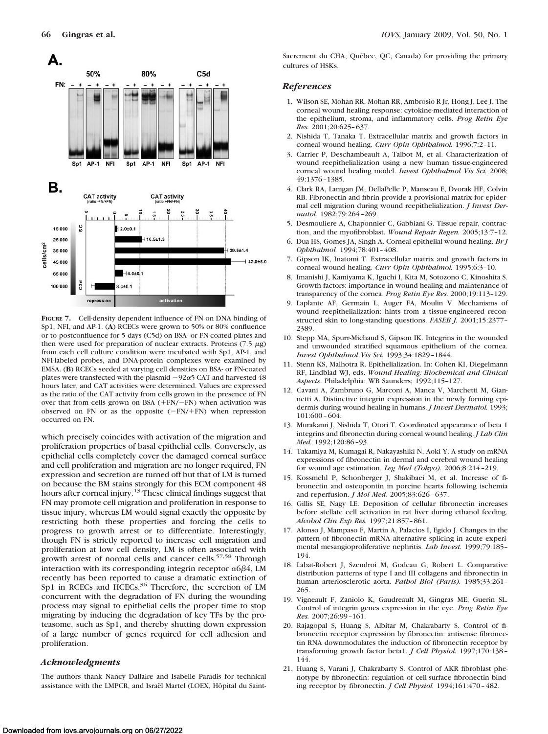**FIGURE 7.** Cell-density dependent influence of FN on DNA binding of Sp1, NFI, and AP-1. (**A**) RCECs were grown to 50% or 80% confluence or to postconfluence for 5 days (C5d) on BSA- or FN-coated plates and then were used for preparation of nuclear extracts. Proteins (7.5 $\mu$g) from each cell culture condition were incubated with Sp1, AP-1, and NFI-labeled probes, and DNA-protein complexes were examined by EMSA. (**B**) RCECs seeded at varying cell densities on BSA- or FN-coated plates were transfected with the plasmid $-92\alpha5$-CAT and harvested 48 hours later, and CAT activities were determined. Values are expressed as the ratio of the CAT activity from cells grown in the presence of FN over that from cells grown on BSA (+FN/−FN) when activation was observed on FN or as the opposite (−FN/+FN) when repression occurred on FN.

which precisely coincides with activation of the migration and proliferation properties of basal epithelial cells. Conversely, as epithelial cells completely cover the damaged corneal surface and cell proliferation and migration are no longer required, FN expression and secretion are turned off but that of LM is turned on because the BM stains strongly for this ECM component 48 hours after corneal injury.[13] These clinical findings suggest that FN may promote cell migration and proliferation in response to tissue injury, whereas LM would signal exactly the opposite by restricting both these properties and forcing the cells to progress to growth arrest or to differentiate. Interestingly, though FN is strictly reported to increase cell migration and proliferation at low cell density, LM is often associated with growth arrest of normal cells and cancer cells.[57,58] Through interaction with its corresponding integrin receptor $\alpha6\beta4$, LM recently has been reported to cause a dramatic extinction of Sp1 in RCECs and HCECs.[36] Therefore, the secretion of LM concurrent with the degradation of FN during the wounding process may signal to epithelial cells the proper time to stop migrating by inducing the degradation of key TFs by the proteasome, such as Sp1, and thereby shutting down expression of a large number of genes required for cell adhesion and proliferation.

### *Acknowledgments*

The authors thank Nancy Dallaire and Isabelle Paradis for technical assistance with the LMPCR, and Israël Martel (LOEX, Hôpital du Saint-Sacrement du CHA, Québec, QC, Canada) for providing the primary cultures of HSKs.

### *References*

1. Wilson SE, Mohan RR, Mohan RR, Ambrosio R Jr, Hong J, Lee J. The corneal wound healing response: cytokine-mediated interaction of the epithelium, stroma, and inflammatory cells. *Prog Retin Eye Res.* 2001;20:625–637.
2. Nishida T, Tanaka T. Extracellular matrix and growth factors in corneal wound healing. *Curr Opin Ophthalmol.* 1996;7:2–11.
3. Carrier P, Deschambeault A, Talbot M, et al. Characterization of wound reepithelialization using a new human tissue-engineered corneal wound healing model. *Invest Ophthalmol Vis Sci.* 2008;49:1376–1385.
4. Clark RA, Lanigan JM, DellaPelle P, Manseau E, Dvorak HF, Colvin RB. Fibronectin and fibrin provide a provisional matrix for epidermal cell migration during wound reepithelialization. *J Invest Dermatol.* 1982;79:264–269.
5. Desmouliere A, Chaponnier C, Gabbiani G. Tissue repair, contraction, and the myofibroblast. *Wound Repair Regen.* 2005;13:7–12.
6. Dua HS, Gomes JA, Singh A. Corneal epithelial wound healing. *Br J Ophthalmol.* 1994;78:401–408.
7. Gipson IK, Inatomi T. Extracellular matrix and growth factors in corneal wound healing. *Curr Opin Ophthalmol.* 1995;6:3–10.
8. Imanishi J, Kamiyama K, Iguchi I, Kita M, Sotozono C, Kinoshita S. Growth factors: importance in wound healing and maintenance of transparency of the cornea. *Prog Retin Eye Res.* 2000;19:113–129.
9. Laplante AF, Germain L, Auger FA, Moulin V. Mechanisms of wound reepithelialization: hints from a tissue-engineered reconstructed skin to long-standing questions. *FASEB J.* 2001;15:2377–2389.
10. Stepp MA, Spurr-Michaud S, Gipson IK. Integrins in the wounded and unwounded stratified squamous epithelium of the cornea. *Invest Ophthalmol Vis Sci.* 1993;34:1829–1844.
11. Stenn KS, Malhotra R. Epithelialization. In: Cohen KI, Diegelmann RF, Lindblad WJ, eds. *Wound Healing: Biochemical and Clinical Aspects*. Philadelphia: WB Saunders; 1992;115–127.
12. Cavani A, Zambruno G, Marconi A, Manca V, Marchetti M, Giannetti A. Distinctive integrin expression in the newly forming epidermis during wound healing in humans. *J Invest Dermatol.* 1993;101:600–604.
13. Murakami J, Nishida T, Otori T. Coordinated appearance of beta 1 integrins and fibronectin during corneal wound healing. *J Lab Clin Med.* 1992;120:86–93.
14. Takamiya M, Kumagai R, Nakayashiki N, Aoki Y. A study on mRNA expressions of fibronectin in dermal and cerebral wound healing for wound age estimation. *Leg Med (Tokyo).* 2006;8:214–219.
15. Kossmehl P, Schonberger J, Shakibaei M, et al. Increase of fibronectin and osteopontin in porcine hearts following ischemia and reperfusion. *J Mol Med.* 2005;83:626–637.
16. Gillis SE, Nagy LE. Deposition of cellular fibronectin increases before stellate cell activation in rat liver during ethanol feeding. *Alcohol Clin Exp Res.* 1997;21:857–861.
17. Alonso J, Mampaso F, Martin A, Palacios I, Egido J. Changes in the pattern of fibronectin mRNA alternative splicing in acute experimental mesangioproliferative nephritis. *Lab Invest.* 1999;79:185–194.
18. Labat-Robert J, Szendroi M, Godeau G, Robert L. Comparative distribution patterns of type I and III collagens and fibronectin in human arteriosclerotic aorta. *Pathol Biol (Paris).* 1985;33:261–265.
19. Vigneault F, Zaniolo K, Gaudreault M, Gingras ME, Guerin SL. Control of integrin genes expression in the eye. *Prog Retin Eye Res.* 2007;26:99–161.
20. Rajagopal S, Huang S, Albitar M, Chakrabarty S. Control of fibronectin receptor expression by fibronectin: antisense fibronectin RNA downmodulates the induction of fibronectin receptor by transforming growth factor beta1. *J Cell Physiol.* 1997;170:138–144.
21. Huang S, Varani J, Chakrabarty S. Control of AKR fibroblast phenotype by fibronectin: regulation of cell-surface fibronectin binding receptor by fibronectin. *J Cell Physiol.* 1994;161:470–482.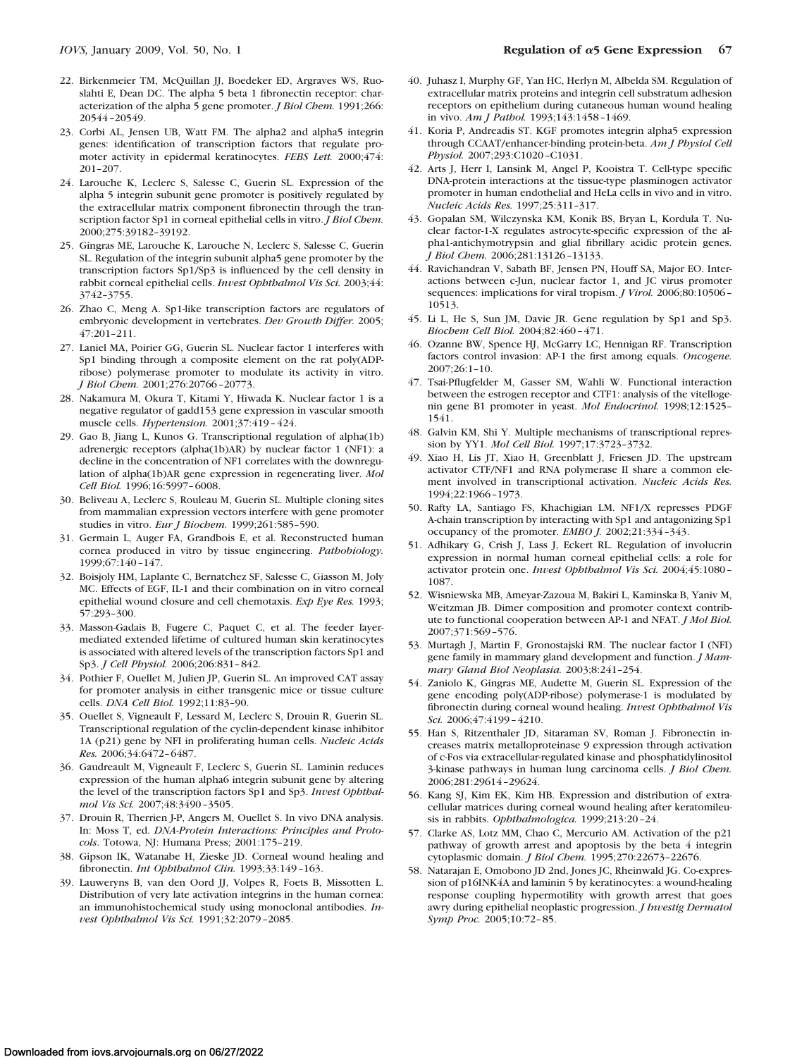22. Birkenmeier TM, McQuillan JJ, Boedeker ED, Argraves WS, Ruoslahti E, Dean DC. The alpha 5 beta 1 fibronectin receptor: characterization of the alpha 5 gene promoter. *J Biol Chem.* 1991;266:20544–20549.
23. Corbi AL, Jensen UB, Watt FM. The alpha2 and alpha5 integrin genes: identification of transcription factors that regulate promoter activity in epidermal keratinocytes. *FEBS Lett.* 2000;474:201–207.
24. Larouche K, Leclerc S, Salesse C, Guerin SL. Expression of the alpha 5 integrin subunit gene promoter is positively regulated by the extracellular matrix component fibronectin through the transcription factor Sp1 in corneal epithelial cells in vitro. *J Biol Chem.* 2000;275:39182–39192.
25. Gingras ME, Larouche K, Larouche N, Leclerc S, Salesse C, Guerin SL. Regulation of the integrin subunit alpha5 gene promoter by the transcription factors Sp1/Sp3 is influenced by the cell density in rabbit corneal epithelial cells. *Invest Ophthalmol Vis Sci.* 2003;44:3742–3755.
26. Zhao C, Meng A. Sp1-like transcription factors are regulators of embryonic development in vertebrates. *Dev Growth Differ.* 2005;47:201–211.
27. Laniel MA, Poirier GG, Guerin SL. Nuclear factor 1 interferes with Sp1 binding through a composite element on the rat poly(ADP-ribose) polymerase promoter to modulate its activity in vitro. *J Biol Chem.* 2001;276:20766–20773.
28. Nakamura M, Okura T, Kitami Y, Hiwada K. Nuclear factor 1 is a negative regulator of gadd153 gene expression in vascular smooth muscle cells. *Hypertension.* 2001;37:419–424.
29. Gao B, Jiang L, Kunos G. Transcriptional regulation of alpha(1b) adrenergic receptors (alpha(1b)AR) by nuclear factor 1 (NF1): a decline in the concentration of NF1 correlates with the downregulation of alpha(1b)AR gene expression in regenerating liver. *Mol Cell Biol.* 1996;16:5997–6008.
30. Beliveau A, Leclerc S, Rouleau M, Guerin SL. Multiple cloning sites from mammalian expression vectors interfere with gene promoter studies in vitro. *Eur J Biochem.* 1999;261:585–590.
31. Germain L, Auger FA, Grandbois E, et al. Reconstructed human cornea produced in vitro by tissue engineering. *Pathobiology.* 1999;67:140–147.
32. Boisjoly HM, Laplante C, Bernatchez SF, Salesse C, Giasson M, Joly MC. Effects of EGF, IL-1 and their combination on in vitro corneal epithelial wound closure and cell chemotaxis. *Exp Eye Res.* 1993;57:293–300.
33. Masson-Gadais B, Fugere C, Paquet C, et al. The feeder layer-mediated extended lifetime of cultured human skin keratinocytes is associated with altered levels of the transcription factors Sp1 and Sp3. *J Cell Physiol.* 2006;206:831–842.
34. Pothier F, Ouellet M, Julien JP, Guerin SL. An improved CAT assay for promoter analysis in either transgenic mice or tissue culture cells. *DNA Cell Biol.* 1992;11:83–90.
35. Ouellet S, Vigneault F, Lessard M, Leclerc S, Drouin R, Guerin SL. Transcriptional regulation of the cyclin-dependent kinase inhibitor 1A (p21) gene by NFI in proliferating human cells. *Nucleic Acids Res.* 2006;34:6472–6487.
36. Gaudreault M, Vigneault F, Leclerc S, Guerin SL. Laminin reduces expression of the human alpha6 integrin subunit gene by altering the level of the transcription factors Sp1 and Sp3. *Invest Ophthalmol Vis Sci.* 2007;48:3490–3505.
37. Drouin R, Therrien J-P, Angers M, Ouellet S. In vivo DNA analysis. In: Moss T, ed. *DNA-Protein Interactions: Principles and Protocols.* Totowa, NJ: Humana Press; 2001:175–219.
38. Gipson IK, Watanabe H, Zieske JD. Corneal wound healing and fibronectin. *Int Ophthalmol Clin.* 1993;33:149–163.
39. Lauweryns B, van den Oord JJ, Volpes R, Foets B, Missotten L. Distribution of very late activation integrins in the human cornea: an immunohistochemical study using monoclonal antibodies. *Invest Ophthalmol Vis Sci.* 1991;32:2079–2085.
40. Juhasz I, Murphy GF, Yan HC, Herlyn M, Albelda SM. Regulation of extracellular matrix proteins and integrin cell substratum adhesion receptors on epithelium during cutaneous human wound healing in vivo. *Am J Pathol.* 1993;143:1458–1469.
41. Koria P, Andreadis ST. KGF promotes integrin alpha5 expression through CCAAT/enhancer-binding protein-beta. *Am J Physiol Cell Physiol.* 2007;293:C1020–C1031.
42. Arts J, Herr I, Lansink M, Angel P, Kooistra T. Cell-type specific DNA-protein interactions at the tissue-type plasminogen activator promoter in human endothelial and HeLa cells in vivo and in vitro. *Nucleic Acids Res.* 1997;25:311–317.
43. Gopalan SM, Wilczynska KM, Konik BS, Bryan L, Kordula T. Nuclear factor-1-X regulates astrocyte-specific expression of the alpha1-antichymotrypsin and glial fibrillary acidic protein genes. *J Biol Chem.* 2006;281:13126–13133.
44. Ravichandran V, Sabath BF, Jensen PN, Houff SA, Major EO. Interactions between c-Jun, nuclear factor 1, and JC virus promoter sequences: implications for viral tropism. *J Virol.* 2006;80:10506–10513.
45. Li L, He S, Sun JM, Davie JR. Gene regulation by Sp1 and Sp3. *Biochem Cell Biol.* 2004;82:460–471.
46. Ozanne BW, Spence HJ, McGarry LC, Hennigan RF. Transcription factors control invasion: AP-1 the first among equals. *Oncogene.* 2007;26:1–10.
47. Tsai-Pflugfelder M, Gasser SM, Wahli W. Functional interaction between the estrogen receptor and CTF1: analysis of the vitellogenin gene B1 promoter in yeast. *Mol Endocrinol.* 1998;12:1525–1541.
48. Galvin KM, Shi Y. Multiple mechanisms of transcriptional repression by YY1. *Mol Cell Biol.* 1997;17:3723–3732.
49. Xiao H, Lis JT, Xiao H, Greenblatt J, Friesen JD. The upstream activator CTF/NF1 and RNA polymerase II share a common element involved in transcriptional activation. *Nucleic Acids Res.* 1994;22:1966–1973.
50. Rafty LA, Santiago FS, Khachigian LM. NF1/X represses PDGF A-chain transcription by interacting with Sp1 and antagonizing Sp1 occupancy of the promoter. *EMBO J.* 2002;21:334–343.
51. Adhikary G, Crish J, Lass J, Eckert RL. Regulation of involucrin expression in normal human corneal epithelial cells: a role for activator protein one. *Invest Ophthalmol Vis Sci.* 2004;45:1080–1087.
52. Wisniewska MB, Ameyar-Zazoua M, Bakiri L, Kaminska B, Yaniv M, Weitzman JB. Dimer composition and promoter context contribute to functional cooperation between AP-1 and NFAT. *J Mol Biol.* 2007;371:569–576.
53. Murtagh J, Martin F, Gronostajski RM. The nuclear factor I (NFI) gene family in mammary gland development and function. *J Mammary Gland Biol Neoplasia.* 2003;8:241–254.
54. Zaniolo K, Gingras ME, Audette M, Guerin SL. Expression of the gene encoding poly(ADP-ribose) polymerase-1 is modulated by fibronectin during corneal wound healing. *Invest Ophthalmol Vis Sci.* 2006;47:4199–4210.
55. Han S, Ritzenthaler JD, Sitaraman SV, Roman J. Fibronectin increases matrix metalloproteinase 9 expression through activation of c-Fos via extracellular-regulated kinase and phosphatidylinositol 3-kinase pathways in human lung carcinoma cells. *J Biol Chem.* 2006;281:29614–29624.
56. Kang SJ, Kim EK, Kim HB. Expression and distribution of extracellular matrices during corneal wound healing after keratomileusis in rabbits. *Ophthalmologica.* 1999;213:20–24.
57. Clarke AS, Lotz MM, Chao C, Mercurio AM. Activation of the p21 pathway of growth arrest and apoptosis by the beta 4 integrin cytoplasmic domain. *J Biol Chem.* 1995;270:22673–22676.
58. Natarajan E, Omobono JD 2nd, Jones JC, Rheinwald JG. Co-expression of p16INK4A and laminin 5 by keratinocytes: a wound-healing response coupling hypermotility with growth arrest that goes awry during epithelial neoplastic progression. *J Investig Dermatol Symp Proc.* 2005;10:72–85.